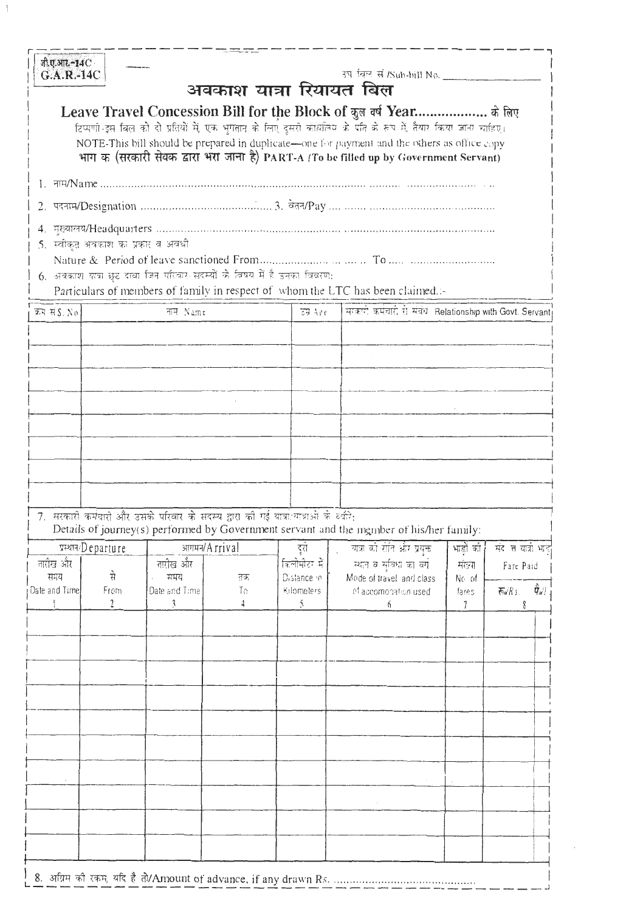जी.ए.आर.-14C
G.A.R.-14C

उप बिल सं /Sub-bill No. ________________

# अवकाश यात्रा रियायत बिल

## Leave Travel Concession Bill for the Block of कुल वर्ष Year.................. के लिए

टिप्पणी-इस बिल को दो प्रतियों में, एक भुगतान के लिए दूसरी कार्यालय के प्रति के रूप में, तैयार किया जाना चाहिए।
NOTE-This bill should be prepared in duplicate—one for payment and the others as office copy

**भाग क (सरकारी सेवक द्वारा भरा जाना है) PART-A** *(To be filled up by Government Servant)*

1. नाम/Name ..........................................................................................................................

2. पदनाम/Designation ......................................... 3. वेतन/Pay ..............................................

4. मुख्यालय/Headquarters ..........................................................................................................

5. स्वीकृत अवकाश का प्रकार व अवधी
   Nature & Period of leave sanctioned From...................................... To ..........................

6. अवकाश यात्रा छूट दावा जिन परिवार सदस्यों के विषय में है उनका विवरण:
   Particulars of members of family in respect of whom the LTC has been claimed.:-

| क्र.सं.S. No | नाम Name | उम्र Age | सरकारी कर्मचारी से संबंध Relationship with Govt. Servant |
|---|---|---|---|
| | | | |
| | | | |
| | | | |
| | | | |
| | | | |
| | | | |
| | | | |
| | | | |

7. सरकारी कर्मचारी और उसके परिवार के सदस्य द्वारा की गई यात्रा/यात्राओं के ब्यौरे:
   Details of journey(s) performed by Government servant and the member of his/her family:

| प्रस्थान/Departure | | आगमन/Arrival | | दूरी किलोमीटर में Distance in Kilometers | यात्रा की रीति और प्रयुक्त स्थान व सुविधा का वर्ग Mode of travel and class of accomodation used | भाड़ों की संख्या No. of fares | संदत्त यात्री भाड़ा Fare Paid | |
|---|---|---|---|---|---|---|---|---|
| तारीख और समय Date and Time | से From | तारीख और समय Date and Time | तक To | | | | रू/Rs. | पै./P. |
| 1 | 2 | 3 | 4 | 5 | 6 | 7 | 8 | |
| | | | | | | | | |
| | | | | | | | | |
| | | | | | | | | |
| | | | | | | | | |
| | | | | | | | | |
| | | | | | | | | |
| | | | | | | | | |
| | | | | | | | | |
| | | | | | | | | |
| | | | | | | | | |
| | | | | | | | | |

8. अग्रिम की रकम, यदि है तो/Amount of advance, if any drawn Rs. ..............................................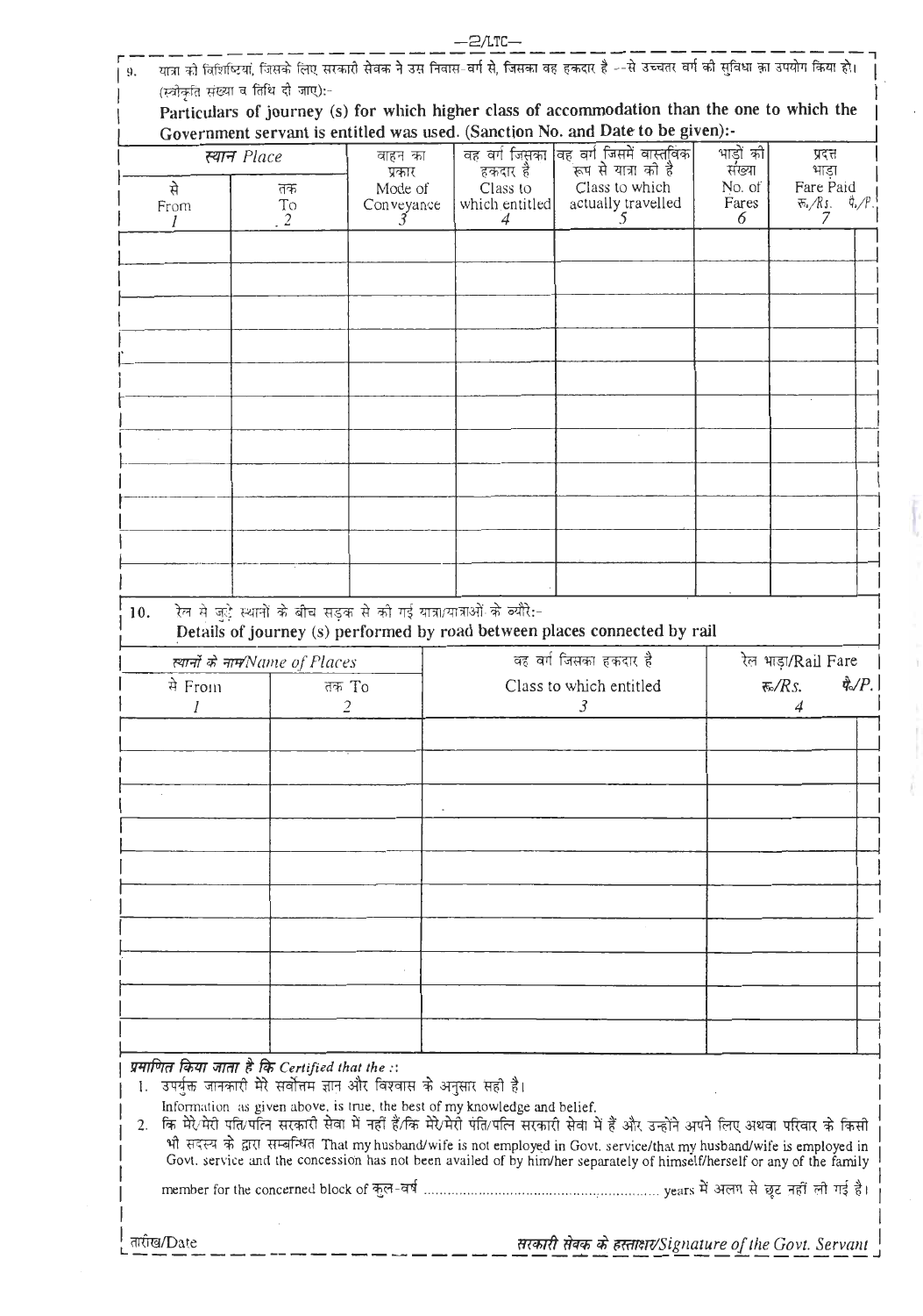9. यात्रा की विशिष्टियां, जिसके लिए सरकारी सेवक ने उस निवास-वर्ग से, जिसका वह हकदार है --से उच्चतर वर्ग की सुविधा का उपयोग किया हो। (स्वीकृति संख्या व तिथि दी जाए):-

**Particulars of journey (s) for which higher class of accommodation than the one to which the Government servant is entitled was used. (Sanction No. and Date to be given):-**

| *स्थान Place* | | वाहन का प्रकार | वह वर्ग जिसका हकदार है | वह वर्ग जिसमें वास्तविक रूप से यात्रा की है | भाड़ों की संख्या | प्रदत्त भाड़ा | |
|---|---|---|---|---|---|---|---|
| से From | तक To | Mode of Conveyance | Class to which entitled | Class to which actually travelled | No. of Fares | Fare Paid रु./Rs. | पै./P. |
| *1* | *2* | *3* | *4* | *5* | *6* | *7* | |
| | | | | | | | |
| | | | | | | | |
| | | | | | | | |
| | | | | | | | |
| | | | | | | | |
| | | | | | | | |
| | | | | | | | |
| | | | | | | | |
| | | | | | | | |
| | | | | | | | |
| | | | | | | | |

10. रेल से जुड़े स्थानों के बीच सड़क से की गई यात्रा/यात्राओं के ब्यौरे:-

**Details of journey (s) performed by road between places connected by rail**

| *स्थानों के नाम/Name of Places* | | वह वर्ग जिसका हकदार है | रेल भाड़ा/Rail Fare | |
|---|---|---|---|---|
| से From | तक To | Class to which entitled | रु./Rs. | पै./P. |
| *1* | *2* | *3* | *4* | |
| | | | | |
| | | | | |
| | | | | |
| | | | | |
| | | | | |
| | | | | |
| | | | | |
| | | | | |
| | | | | |
| | | | | |

***प्रमाणित किया जाता है कि Certified that the ::***

1. उपर्युक्त जानकारी मेरे सर्वोत्तम ज्ञान और विश्वास के अनुसार सही है।
   Information as given above, is true, the best of my knowledge and belief.
2. कि मेरे/मेरी पति/पत्नि सरकारी सेवा में नहीं हैं/कि मेरे/मेरी पति/पत्नि सरकारी सेवा में हैं और उन्होंने अपने लिए अथवा परिवार के किसी भी सदस्य के द्वारा सम्बन्धित That my husband/wife is not employed in Govt. service/that my husband/wife is employed in Govt. service and the concession has not been availed of by him/her separately of himself/herself or any of the family member for the concerned block of कुल-वर्ष .......................................................... years में अलग से छूट नहीं ली गई है।

तारीख/Date

***सरकारी सेवक के हस्ताक्षर/Signature of the Govt. Servant***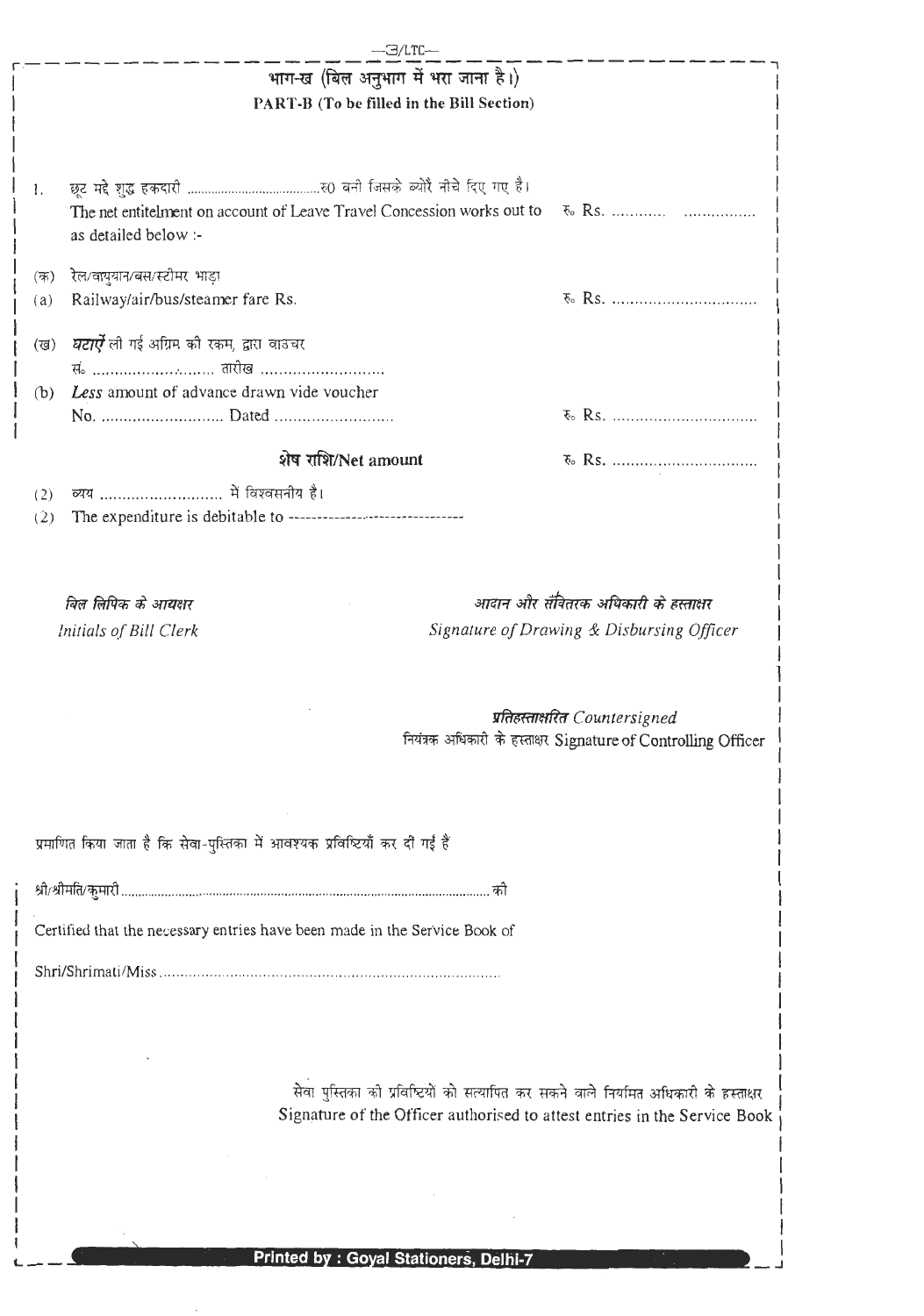## भाग-ख (बिल अनुभाग में भरा जाना है।)

## PART-B (To be filled in the Bill Section)

1. छूट मद्दे शुद्ध हकदारी ......................................रु0 बनी जिसके ब्योरे नीचे दिए गए है।
   The net entitelment on account of Leave Travel Concession works out to as detailed below :- रु॰ Rs. ............ ................

(क) रेल/वायुयान/बस/स्टीमर भाड़ा
(a) Railway/air/bus/steamer fare Rs. रु॰ Rs. ................................

(ख) ***घटाऐं*** ली गई अग्रिम की रकम, द्वारा वाउचर सं॰ ............................ तारीख ...........................
(b) ***Less*** amount of advance drawn vide voucher No. ........................... Dated .......................... रु॰ Rs. ................................

**शेष राशि/Net amount** रु॰ Rs. ................................

(2) व्यय ........................... में विश्वसनीय है।
(2) The expenditure is debitable to -------------------------------

*बिल लिपिक के आद्यक्षर*
*Initials of Bill Clerk*

*आदान और संवितरक अधिकारी के हस्ताक्षर*
*Signature of Drawing & Disbursing Officer*

***प्रतिहस्ताक्षरित*** *Countersigned*
नियंत्रक अधिकारी के हस्ताक्षर Signature of Controlling Officer

प्रमाणित किया जाता है कि सेवा-पुस्तिका में आवश्यक प्रविष्टियाँ कर दी गई है

श्री/श्रीमति/कुमारी ........................................................................................................ की

Certified that the necessary entries have been made in the Service Book of

Shri/Shrimati/Miss ..................................................................................

सेवा पुस्तिका की प्रविष्टियों को सत्यापित कर सकने वाले नियमित अधिकारी के हस्ताक्षर
Signature of the Officer authorised to attest entries in the Service Book

**Printed by : Goyal Stationers, Delhi-7**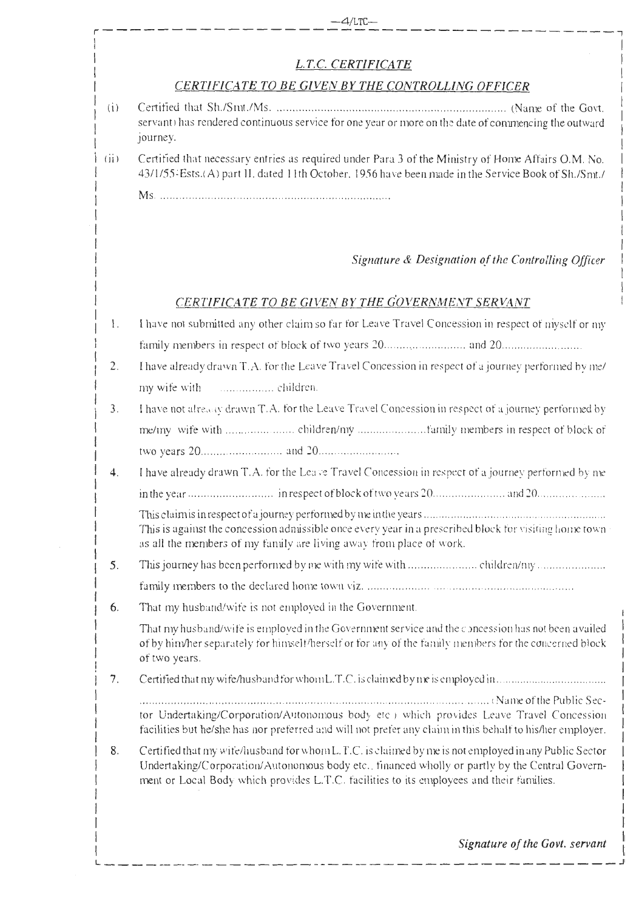## *L.T.C. CERTIFICATE*

### *CERTIFICATE TO BE GIVEN BY THE CONTROLLING OFFICER*

(i) Certified that Sh./Smt./Ms. ........................................................................ (Name of the Govt. servant) has rendered continuous service for one year or more on the date of commencing the outward journey.

(ii) Certified that necessary entries as required under Para 3 of the Ministry of Home Affairs O.M. No. 43/1/55-Ests.(A) part II, dated 11th October, 1956 have been made in the Service Book of Sh./Smt./ Ms. ........................................................................

*Signature & Designation of the Controlling Officer*

### *CERTIFICATE TO BE GIVEN BY THE GOVERNMENT SERVANT*

1. I have not submitted any other claim so far for Leave Travel Concession in respect of myself or my family members in respect of block of two years 20.......................... and 20..........................

2. I have already drawn T.A. for the Leave Travel Concession in respect of a journey performed by me/ my wife with ................ children.

3. I have not already drawn T.A. for the Leave Travel Concession in respect of a journey performed by me/my wife with ..................... children/my ......................family members in respect of block of two years 20.......................... and 20..........................

4. I have already drawn T.A. for the Leave Travel Concession in respect of a journey performed by me in the year .......................... in respect of block of two years 20...................... and 20.....................

   This claim is in respect of a journey performed by me in the years ........................................................................
   This is against the concession admissible once every year in a prescribed block for visiting home town as all the members of my family are living away from place of work.

5. This journey has been performed by me with my wife with ...................... children/my ..................... family members to the declared home town viz. ........................................................................

6. That my husband/wife is not employed in the Government.

   That my husband/wife is employed in the Government service and the concession has not been availed of by him/her separately for himself/herself or for any of the family members for the concerned block of two years.

7. Certified that my wife/husband for whom L.T.C. is claimed by me is employed in ....................................
   .................................................................................................................. (Name of the Public Sector Undertaking/Corporation/Autonomous body etc.) which provides Leave Travel Concession facilities but he/she has nor preferred and will not prefer any claim in this behalf to his/her employer.

8. Certified that my wife/husband for whom L.T.C. is claimed by me is not employed in any Public Sector Undertaking/Corporation/Autonomous body etc., financed wholly or partly by the Central Government or Local Body which provides L.T.C. facilities to its employees and their families.

*Signature of the Govt. servant*